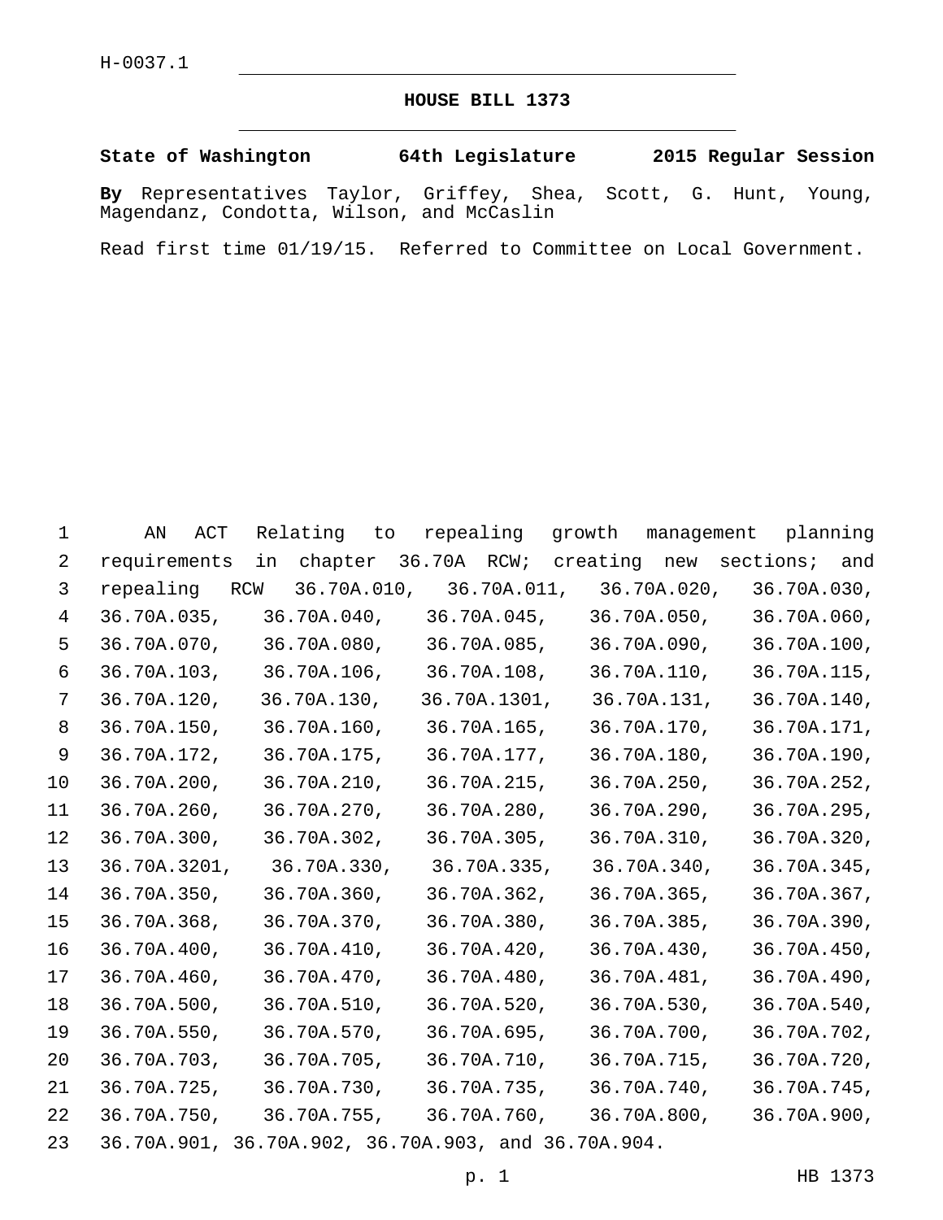H-0037.1

# HOUSE BILL 1373

**State of Washington 64th Legislature 2015 Regular Session**

**By** Representatives Taylor, Griffey, Shea, Scott, G. Hunt, Young, Magendanz, Condotta, Wilson, and McCaslin

Read first time 01/19/15. Referred to Committee on Local Government.

AN ACT Relating to repealing growth management planning requirements in chapter 36.70A RCW; creating new sections; and repealing RCW 36.70A.010, 36.70A.011, 36.70A.020, 36.70A.030, 36.70A.035, 36.70A.040, 36.70A.045, 36.70A.050, 36.70A.060, 36.70A.070, 36.70A.080, 36.70A.085, 36.70A.090, 36.70A.100, 36.70A.103, 36.70A.106, 36.70A.108, 36.70A.110, 36.70A.115, 36.70A.120, 36.70A.130, 36.70A.1301, 36.70A.131, 36.70A.140, 36.70A.150, 36.70A.160, 36.70A.165, 36.70A.170, 36.70A.171, 36.70A.172, 36.70A.175, 36.70A.177, 36.70A.180, 36.70A.190, 36.70A.200, 36.70A.210, 36.70A.215, 36.70A.250, 36.70A.252, 36.70A.260, 36.70A.270, 36.70A.280, 36.70A.290, 36.70A.295, 36.70A.300, 36.70A.302, 36.70A.305, 36.70A.310, 36.70A.320, 36.70A.3201, 36.70A.330, 36.70A.335, 36.70A.340, 36.70A.345, 36.70A.350, 36.70A.360, 36.70A.362, 36.70A.365, 36.70A.367, 36.70A.368, 36.70A.370, 36.70A.380, 36.70A.385, 36.70A.390, 36.70A.400, 36.70A.410, 36.70A.420, 36.70A.430, 36.70A.450, 36.70A.460, 36.70A.470, 36.70A.480, 36.70A.481, 36.70A.490, 36.70A.500, 36.70A.510, 36.70A.520, 36.70A.530, 36.70A.540, 36.70A.550, 36.70A.570, 36.70A.695, 36.70A.700, 36.70A.702, 36.70A.703, 36.70A.705, 36.70A.710, 36.70A.715, 36.70A.720, 36.70A.725, 36.70A.730, 36.70A.735, 36.70A.740, 36.70A.745, 36.70A.750, 36.70A.755, 36.70A.760, 36.70A.800, 36.70A.900, 36.70A.901, 36.70A.902, 36.70A.903, and 36.70A.904.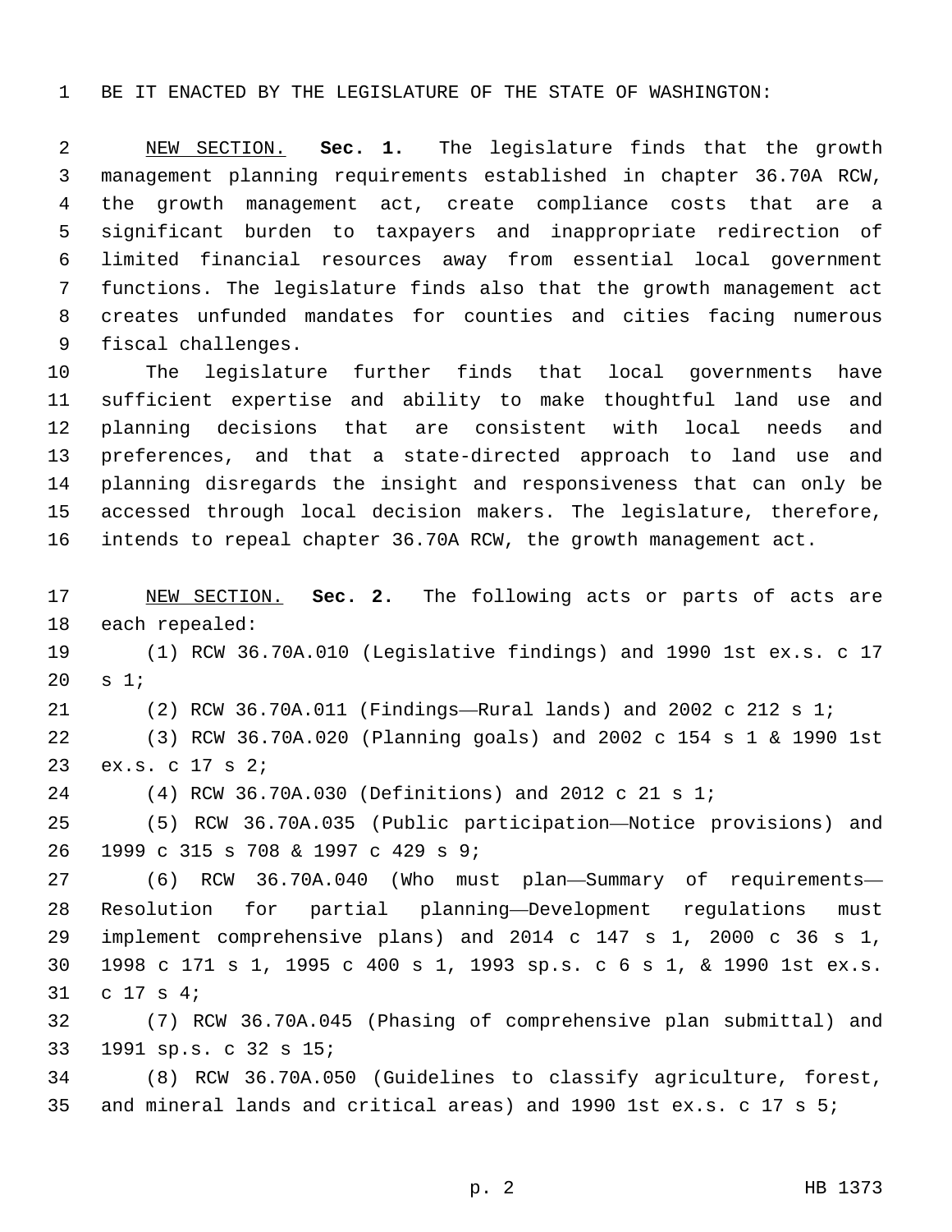BE IT ENACTED BY THE LEGISLATURE OF THE STATE OF WASHINGTON:

NEW SECTION. **Sec. 1.** The legislature finds that the growth management planning requirements established in chapter 36.70A RCW, the growth management act, create compliance costs that are a significant burden to taxpayers and inappropriate redirection of limited financial resources away from essential local government functions. The legislature finds also that the growth management act creates unfunded mandates for counties and cities facing numerous fiscal challenges.

The legislature further finds that local governments have sufficient expertise and ability to make thoughtful land use and planning decisions that are consistent with local needs and preferences, and that a state-directed approach to land use and planning disregards the insight and responsiveness that can only be accessed through local decision makers. The legislature, therefore, intends to repeal chapter 36.70A RCW, the growth management act.

NEW SECTION. **Sec. 2.** The following acts or parts of acts are each repealed:

(1) RCW 36.70A.010 (Legislative findings) and 1990 1st ex.s. c 17 s 1;

(2) RCW 36.70A.011 (Findings—Rural lands) and 2002 c 212 s 1;

(3) RCW 36.70A.020 (Planning goals) and 2002 c 154 s 1 & 1990 1st ex.s. c 17 s 2;

(4) RCW 36.70A.030 (Definitions) and 2012 c 21 s 1;

(5) RCW 36.70A.035 (Public participation—Notice provisions) and 1999 c 315 s 708 & 1997 c 429 s 9;

(6) RCW 36.70A.040 (Who must plan—Summary of requirements—Resolution for partial planning—Development regulations must implement comprehensive plans) and 2014 c 147 s 1, 2000 c 36 s 1, 1998 c 171 s 1, 1995 c 400 s 1, 1993 sp.s. c 6 s 1, & 1990 1st ex.s. c 17 s 4;

(7) RCW 36.70A.045 (Phasing of comprehensive plan submittal) and 1991 sp.s. c 32 s 15;

(8) RCW 36.70A.050 (Guidelines to classify agriculture, forest, and mineral lands and critical areas) and 1990 1st ex.s. c 17 s 5;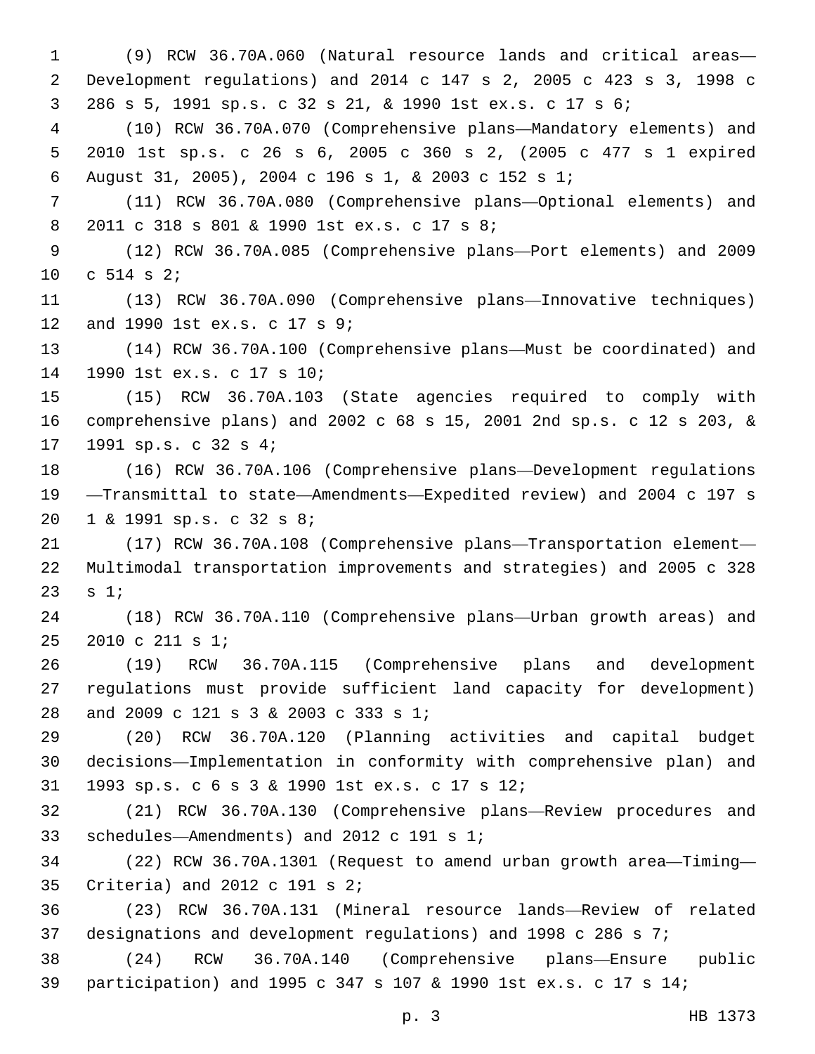(9) RCW 36.70A.060 (Natural resource lands and critical areas—Development regulations) and 2014 c 147 s 2, 2005 c 423 s 3, 1998 c 286 s 5, 1991 sp.s. c 32 s 21, & 1990 1st ex.s. c 17 s 6;

(10) RCW 36.70A.070 (Comprehensive plans—Mandatory elements) and 2010 1st sp.s. c 26 s 6, 2005 c 360 s 2, (2005 c 477 s 1 expired August 31, 2005), 2004 c 196 s 1, & 2003 c 152 s 1;

(11) RCW 36.70A.080 (Comprehensive plans—Optional elements) and 2011 c 318 s 801 & 1990 1st ex.s. c 17 s 8;

(12) RCW 36.70A.085 (Comprehensive plans—Port elements) and 2009 c 514 s 2;

(13) RCW 36.70A.090 (Comprehensive plans—Innovative techniques) and 1990 1st ex.s. c 17 s 9;

(14) RCW 36.70A.100 (Comprehensive plans—Must be coordinated) and 1990 1st ex.s. c 17 s 10;

(15) RCW 36.70A.103 (State agencies required to comply with comprehensive plans) and 2002 c 68 s 15, 2001 2nd sp.s. c 12 s 203, & 1991 sp.s. c 32 s 4;

(16) RCW 36.70A.106 (Comprehensive plans—Development regulations—Transmittal to state—Amendments—Expedited review) and 2004 c 197 s 1 & 1991 sp.s. c 32 s 8;

(17) RCW 36.70A.108 (Comprehensive plans—Transportation element—Multimodal transportation improvements and strategies) and 2005 c 328 s 1;

(18) RCW 36.70A.110 (Comprehensive plans—Urban growth areas) and 2010 c 211 s 1;

(19) RCW 36.70A.115 (Comprehensive plans and development regulations must provide sufficient land capacity for development) and 2009 c 121 s 3 & 2003 c 333 s 1;

(20) RCW 36.70A.120 (Planning activities and capital budget decisions—Implementation in conformity with comprehensive plan) and 1993 sp.s. c 6 s 3 & 1990 1st ex.s. c 17 s 12;

(21) RCW 36.70A.130 (Comprehensive plans—Review procedures and schedules—Amendments) and 2012 c 191 s 1;

(22) RCW 36.70A.1301 (Request to amend urban growth area—Timing—Criteria) and 2012 c 191 s 2;

(23) RCW 36.70A.131 (Mineral resource lands—Review of related designations and development regulations) and 1998 c 286 s 7;

(24) RCW 36.70A.140 (Comprehensive plans—Ensure public participation) and 1995 c 347 s 107 & 1990 1st ex.s. c 17 s 14;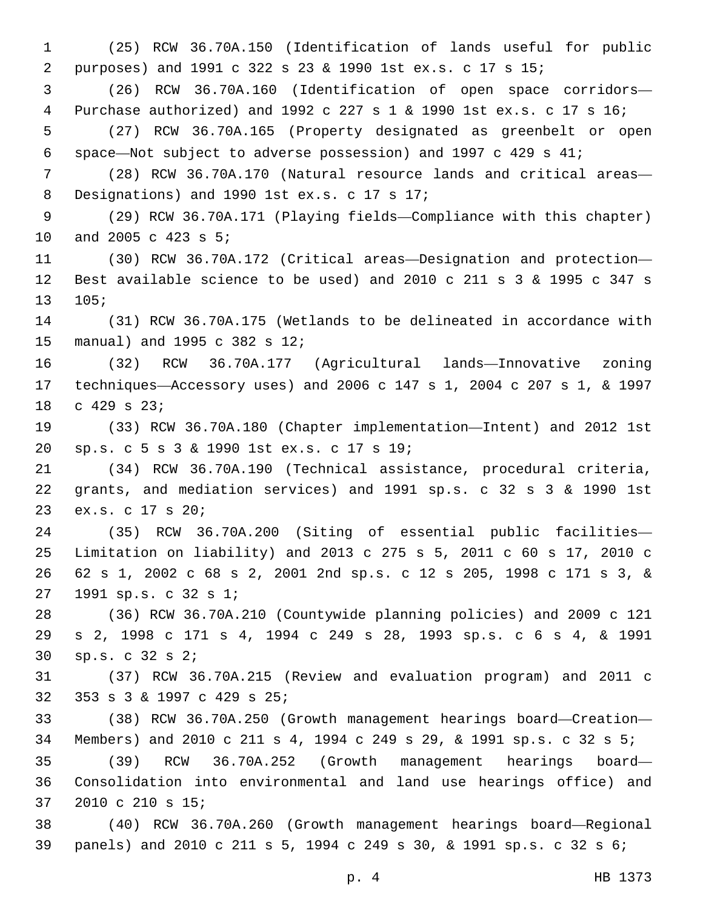(25) RCW 36.70A.150 (Identification of lands useful for public purposes) and 1991 c 322 s 23 & 1990 1st ex.s. c 17 s 15;

(26) RCW 36.70A.160 (Identification of open space corridors—Purchase authorized) and 1992 c 227 s 1 & 1990 1st ex.s. c 17 s 16;

(27) RCW 36.70A.165 (Property designated as greenbelt or open space—Not subject to adverse possession) and 1997 c 429 s 41;

(28) RCW 36.70A.170 (Natural resource lands and critical areas—Designations) and 1990 1st ex.s. c 17 s 17;

(29) RCW 36.70A.171 (Playing fields—Compliance with this chapter) and 2005 c 423 s 5;

(30) RCW 36.70A.172 (Critical areas—Designation and protection—Best available science to be used) and 2010 c 211 s 3 & 1995 c 347 s 105;

(31) RCW 36.70A.175 (Wetlands to be delineated in accordance with manual) and 1995 c 382 s 12;

(32) RCW 36.70A.177 (Agricultural lands—Innovative zoning techniques—Accessory uses) and 2006 c 147 s 1, 2004 c 207 s 1, & 1997 c 429 s 23;

(33) RCW 36.70A.180 (Chapter implementation—Intent) and 2012 1st sp.s. c 5 s 3 & 1990 1st ex.s. c 17 s 19;

(34) RCW 36.70A.190 (Technical assistance, procedural criteria, grants, and mediation services) and 1991 sp.s. c 32 s 3 & 1990 1st ex.s. c 17 s 20;

(35) RCW 36.70A.200 (Siting of essential public facilities—Limitation on liability) and 2013 c 275 s 5, 2011 c 60 s 17, 2010 c 62 s 1, 2002 c 68 s 2, 2001 2nd sp.s. c 12 s 205, 1998 c 171 s 3, & 1991 sp.s. c 32 s 1;

(36) RCW 36.70A.210 (Countywide planning policies) and 2009 c 121 s 2, 1998 c 171 s 4, 1994 c 249 s 28, 1993 sp.s. c 6 s 4, & 1991 sp.s. c 32 s 2;

(37) RCW 36.70A.215 (Review and evaluation program) and 2011 c 353 s 3 & 1997 c 429 s 25;

(38) RCW 36.70A.250 (Growth management hearings board—Creation—Members) and 2010 c 211 s 4, 1994 c 249 s 29, & 1991 sp.s. c 32 s 5;

(39) RCW 36.70A.252 (Growth management hearings board—Consolidation into environmental and land use hearings office) and 2010 c 210 s 15;

(40) RCW 36.70A.260 (Growth management hearings board—Regional panels) and 2010 c 211 s 5, 1994 c 249 s 30, & 1991 sp.s. c 32 s 6;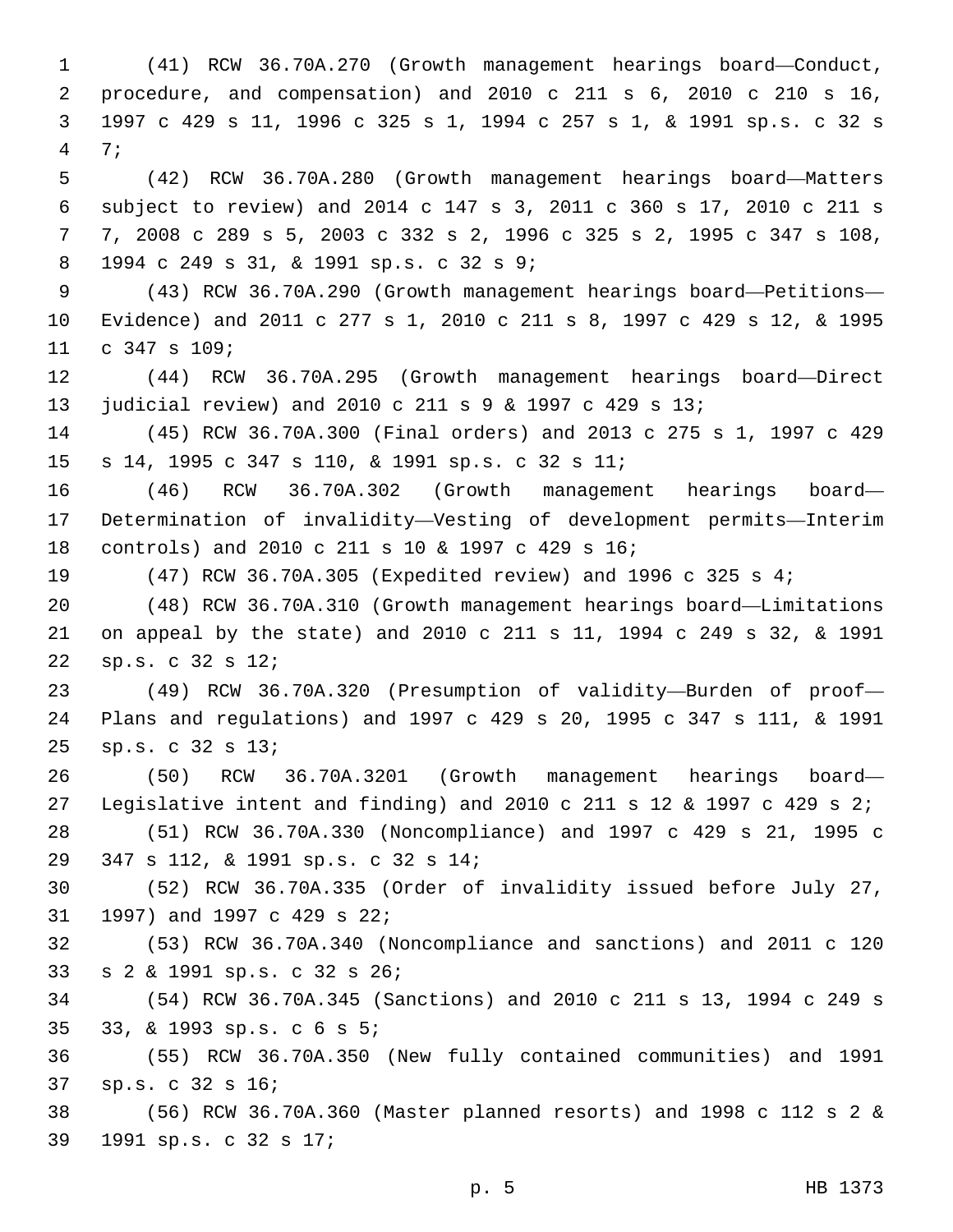(41) RCW 36.70A.270 (Growth management hearings board—Conduct, procedure, and compensation) and 2010 c 211 s 6, 2010 c 210 s 16, 1997 c 429 s 11, 1996 c 325 s 1, 1994 c 257 s 1, & 1991 sp.s. c 32 s 7;

(42) RCW 36.70A.280 (Growth management hearings board—Matters subject to review) and 2014 c 147 s 3, 2011 c 360 s 17, 2010 c 211 s 7, 2008 c 289 s 5, 2003 c 332 s 2, 1996 c 325 s 2, 1995 c 347 s 108, 1994 c 249 s 31, & 1991 sp.s. c 32 s 9;

(43) RCW 36.70A.290 (Growth management hearings board—Petitions—Evidence) and 2011 c 277 s 1, 2010 c 211 s 8, 1997 c 429 s 12, & 1995 c 347 s 109;

(44) RCW 36.70A.295 (Growth management hearings board—Direct judicial review) and 2010 c 211 s 9 & 1997 c 429 s 13;

(45) RCW 36.70A.300 (Final orders) and 2013 c 275 s 1, 1997 c 429 s 14, 1995 c 347 s 110, & 1991 sp.s. c 32 s 11;

(46) RCW 36.70A.302 (Growth management hearings board—Determination of invalidity—Vesting of development permits—Interim controls) and 2010 c 211 s 10 & 1997 c 429 s 16;

(47) RCW 36.70A.305 (Expedited review) and 1996 c 325 s 4;

(48) RCW 36.70A.310 (Growth management hearings board—Limitations on appeal by the state) and 2010 c 211 s 11, 1994 c 249 s 32, & 1991 sp.s. c 32 s 12;

(49) RCW 36.70A.320 (Presumption of validity—Burden of proof—Plans and regulations) and 1997 c 429 s 20, 1995 c 347 s 111, & 1991 sp.s. c 32 s 13;

(50) RCW 36.70A.3201 (Growth management hearings board—Legislative intent and finding) and 2010 c 211 s 12 & 1997 c 429 s 2;

(51) RCW 36.70A.330 (Noncompliance) and 1997 c 429 s 21, 1995 c 347 s 112, & 1991 sp.s. c 32 s 14;

(52) RCW 36.70A.335 (Order of invalidity issued before July 27, 1997) and 1997 c 429 s 22;

(53) RCW 36.70A.340 (Noncompliance and sanctions) and 2011 c 120 s 2 & 1991 sp.s. c 32 s 26;

(54) RCW 36.70A.345 (Sanctions) and 2010 c 211 s 13, 1994 c 249 s 33, & 1993 sp.s. c 6 s 5;

(55) RCW 36.70A.350 (New fully contained communities) and 1991 sp.s. c 32 s 16;

(56) RCW 36.70A.360 (Master planned resorts) and 1998 c 112 s 2 & 1991 sp.s. c 32 s 17;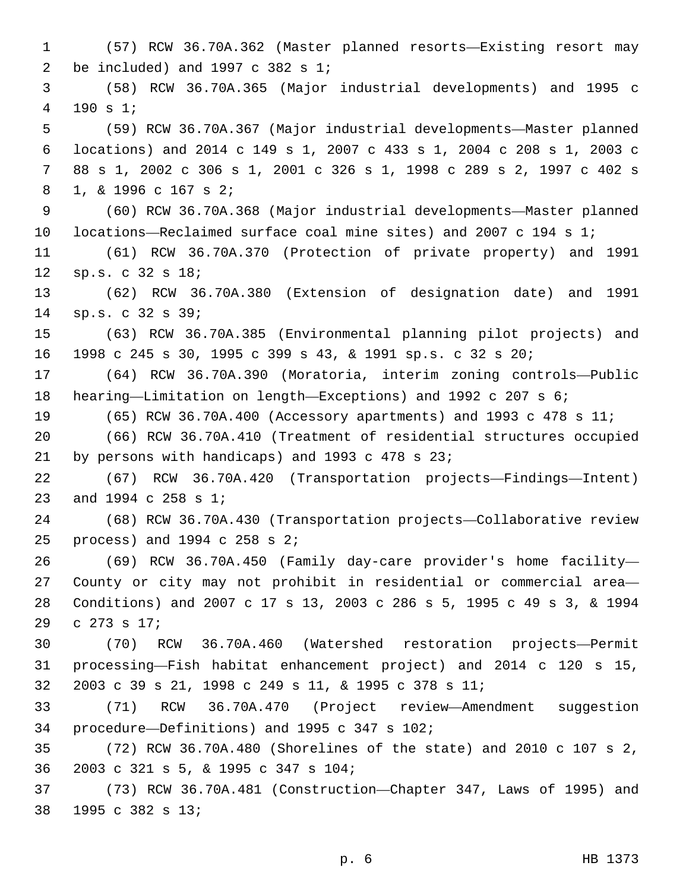(57) RCW 36.70A.362 (Master planned resorts—Existing resort may be included) and 1997 c 382 s 1;

(58) RCW 36.70A.365 (Major industrial developments) and 1995 c 190 s 1;

(59) RCW 36.70A.367 (Major industrial developments—Master planned locations) and 2014 c 149 s 1, 2007 c 433 s 1, 2004 c 208 s 1, 2003 c 88 s 1, 2002 c 306 s 1, 2001 c 326 s 1, 1998 c 289 s 2, 1997 c 402 s 1, & 1996 c 167 s 2;

(60) RCW 36.70A.368 (Major industrial developments—Master planned locations—Reclaimed surface coal mine sites) and 2007 c 194 s 1;

(61) RCW 36.70A.370 (Protection of private property) and 1991 sp.s. c 32 s 18;

(62) RCW 36.70A.380 (Extension of designation date) and 1991 sp.s. c 32 s 39;

(63) RCW 36.70A.385 (Environmental planning pilot projects) and 1998 c 245 s 30, 1995 c 399 s 43, & 1991 sp.s. c 32 s 20;

(64) RCW 36.70A.390 (Moratoria, interim zoning controls—Public hearing—Limitation on length—Exceptions) and 1992 c 207 s 6;

(65) RCW 36.70A.400 (Accessory apartments) and 1993 c 478 s 11;

(66) RCW 36.70A.410 (Treatment of residential structures occupied by persons with handicaps) and 1993 c 478 s 23;

(67) RCW 36.70A.420 (Transportation projects—Findings—Intent) and 1994 c 258 s 1;

(68) RCW 36.70A.430 (Transportation projects—Collaborative review process) and 1994 c 258 s 2;

(69) RCW 36.70A.450 (Family day-care provider's home facility—County or city may not prohibit in residential or commercial area—Conditions) and 2007 c 17 s 13, 2003 c 286 s 5, 1995 c 49 s 3, & 1994 c 273 s 17;

(70) RCW 36.70A.460 (Watershed restoration projects—Permit processing—Fish habitat enhancement project) and 2014 c 120 s 15, 2003 c 39 s 21, 1998 c 249 s 11, & 1995 c 378 s 11;

(71) RCW 36.70A.470 (Project review—Amendment suggestion procedure—Definitions) and 1995 c 347 s 102;

(72) RCW 36.70A.480 (Shorelines of the state) and 2010 c 107 s 2, 2003 c 321 s 5, & 1995 c 347 s 104;

(73) RCW 36.70A.481 (Construction—Chapter 347, Laws of 1995) and 1995 c 382 s 13;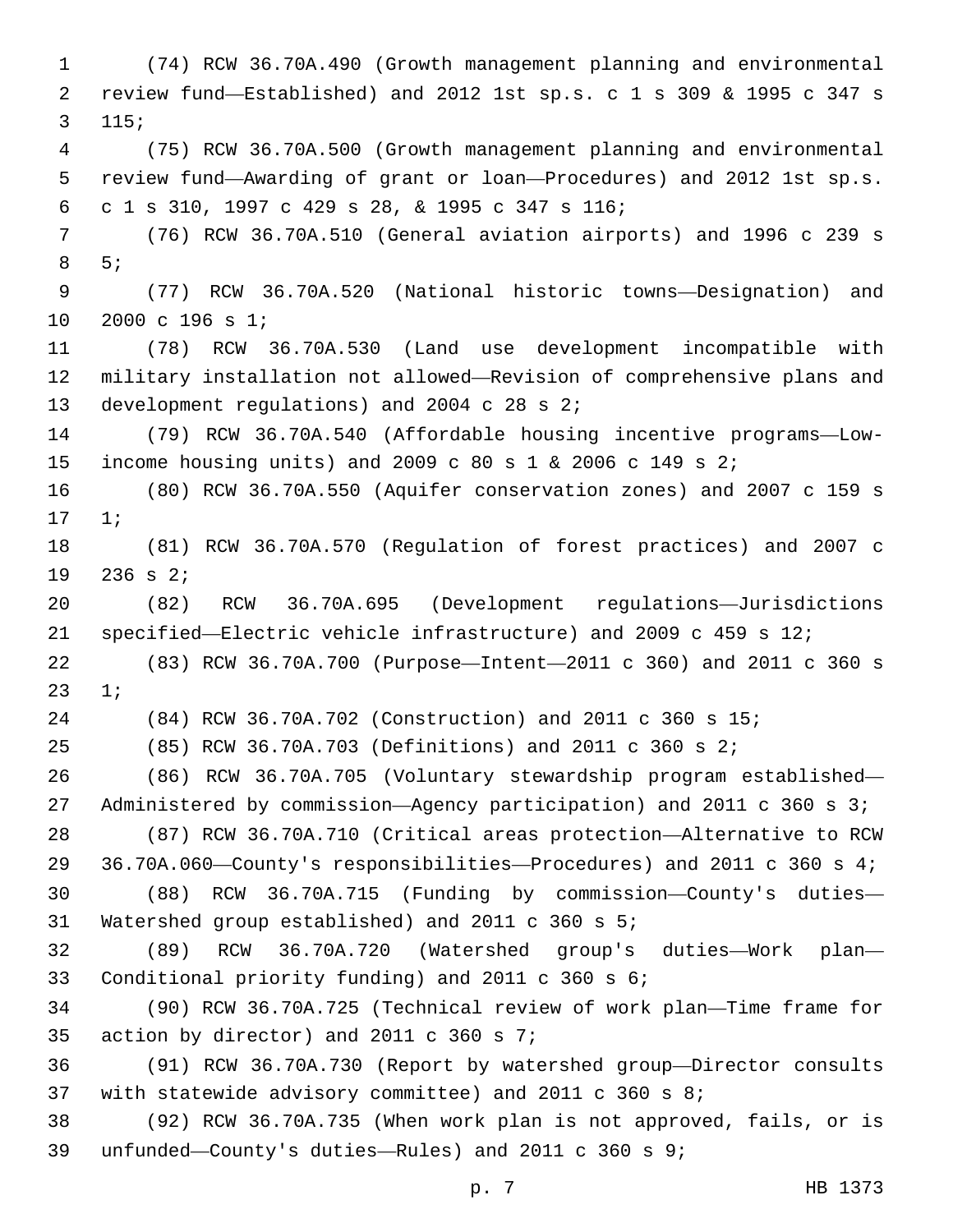(74) RCW 36.70A.490 (Growth management planning and environmental review fund—Established) and 2012 1st sp.s. c 1 s 309 & 1995 c 347 s 115;

(75) RCW 36.70A.500 (Growth management planning and environmental review fund—Awarding of grant or loan—Procedures) and 2012 1st sp.s. c 1 s 310, 1997 c 429 s 28, & 1995 c 347 s 116;

(76) RCW 36.70A.510 (General aviation airports) and 1996 c 239 s 5;

(77) RCW 36.70A.520 (National historic towns—Designation) and 2000 c 196 s 1;

(78) RCW 36.70A.530 (Land use development incompatible with military installation not allowed—Revision of comprehensive plans and development regulations) and 2004 c 28 s 2;

(79) RCW 36.70A.540 (Affordable housing incentive programs—Low-income housing units) and 2009 c 80 s 1 & 2006 c 149 s 2;

(80) RCW 36.70A.550 (Aquifer conservation zones) and 2007 c 159 s 1;

(81) RCW 36.70A.570 (Regulation of forest practices) and 2007 c 236 s 2;

(82) RCW 36.70A.695 (Development regulations—Jurisdictions specified—Electric vehicle infrastructure) and 2009 c 459 s 12;

(83) RCW 36.70A.700 (Purpose—Intent—2011 c 360) and 2011 c 360 s 1;

(84) RCW 36.70A.702 (Construction) and 2011 c 360 s 15;

(85) RCW 36.70A.703 (Definitions) and 2011 c 360 s 2;

(86) RCW 36.70A.705 (Voluntary stewardship program established—Administered by commission—Agency participation) and 2011 c 360 s 3;

(87) RCW 36.70A.710 (Critical areas protection—Alternative to RCW 36.70A.060—County's responsibilities—Procedures) and 2011 c 360 s 4;

(88) RCW 36.70A.715 (Funding by commission—County's duties—Watershed group established) and 2011 c 360 s 5;

(89) RCW 36.70A.720 (Watershed group's duties—Work plan—Conditional priority funding) and 2011 c 360 s 6;

(90) RCW 36.70A.725 (Technical review of work plan—Time frame for action by director) and 2011 c 360 s 7;

(91) RCW 36.70A.730 (Report by watershed group—Director consults with statewide advisory committee) and 2011 c 360 s 8;

(92) RCW 36.70A.735 (When work plan is not approved, fails, or is unfunded—County's duties—Rules) and 2011 c 360 s 9;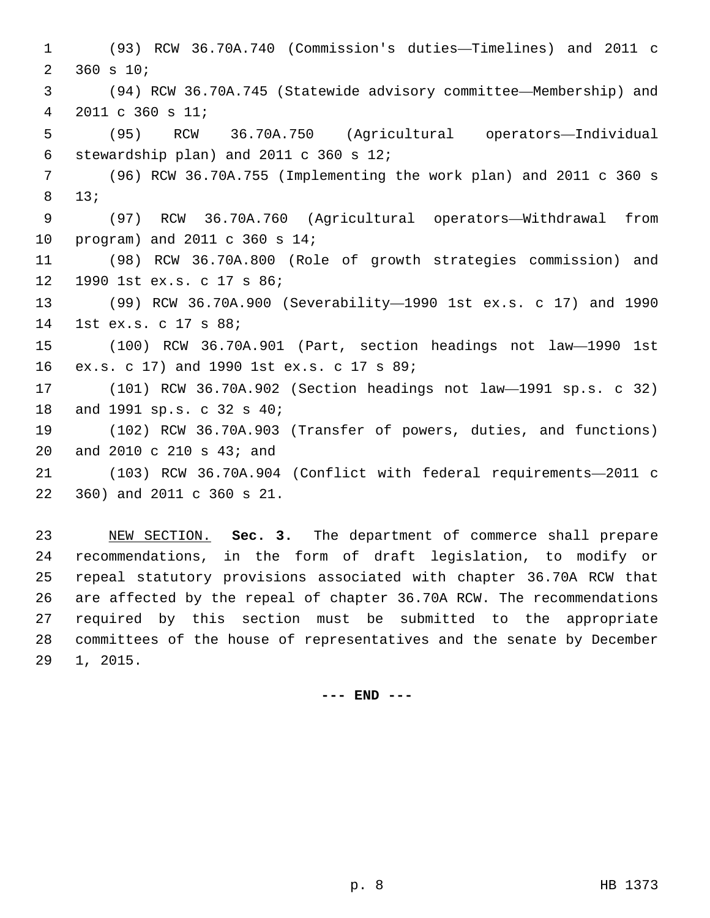(93) RCW 36.70A.740 (Commission's duties—Timelines) and 2011 c 360 s 10;

(94) RCW 36.70A.745 (Statewide advisory committee—Membership) and 2011 c 360 s 11;

(95) RCW 36.70A.750 (Agricultural operators—Individual stewardship plan) and 2011 c 360 s 12;

(96) RCW 36.70A.755 (Implementing the work plan) and 2011 c 360 s 13;

(97) RCW 36.70A.760 (Agricultural operators—Withdrawal from program) and 2011 c 360 s 14;

(98) RCW 36.70A.800 (Role of growth strategies commission) and 1990 1st ex.s. c 17 s 86;

(99) RCW 36.70A.900 (Severability—1990 1st ex.s. c 17) and 1990 1st ex.s. c 17 s 88;

(100) RCW 36.70A.901 (Part, section headings not law—1990 1st ex.s. c 17) and 1990 1st ex.s. c 17 s 89;

(101) RCW 36.70A.902 (Section headings not law—1991 sp.s. c 32) and 1991 sp.s. c 32 s 40;

(102) RCW 36.70A.903 (Transfer of powers, duties, and functions) and 2010 c 210 s 43; and

(103) RCW 36.70A.904 (Conflict with federal requirements—2011 c 360) and 2011 c 360 s 21.

NEW SECTION. **Sec. 3.** The department of commerce shall prepare recommendations, in the form of draft legislation, to modify or repeal statutory provisions associated with chapter 36.70A RCW that are affected by the repeal of chapter 36.70A RCW. The recommendations required by this section must be submitted to the appropriate committees of the house of representatives and the senate by December 1, 2015.

**--- END ---**